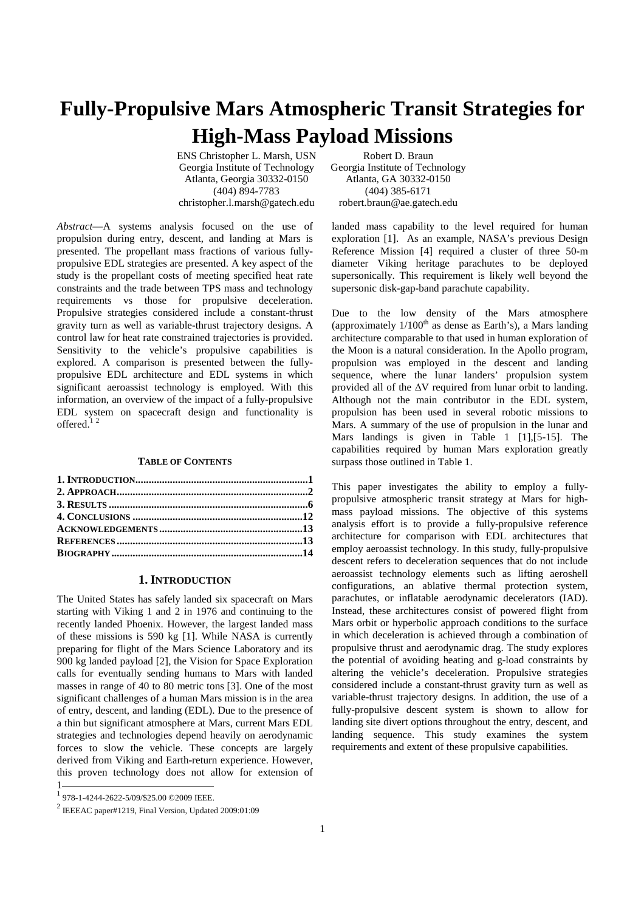# Fully-Propulsive Mars Atmospheric Transit Strategies for High-Mass Payload Missions

ENS Christopher L. Marsh, USN
Georgia Institute of Technology
Atlanta, Georgia 30332-0150
(404) 894-7783
christopher.l.marsh@gatech.edu

Robert D. Braun
Georgia Institute of Technology
Atlanta, GA 30332-0150
(404) 385-6171
robert.braun@ae.gatech.edu

*Abstract*—A systems analysis focused on the use of propulsion during entry, descent, and landing at Mars is presented. The propellant mass fractions of various fully-propulsive EDL strategies are presented. A key aspect of the study is the propellant costs of meeting specified heat rate constraints and the trade between TPS mass and technology requirements vs those for propulsive deceleration. Propulsive strategies considered include a constant-thrust gravity turn as well as variable-thrust trajectory designs. A control law for heat rate constrained trajectories is provided. Sensitivity to the vehicle's propulsive capabilities is explored. A comparison is presented between the fully-propulsive EDL architecture and EDL systems in which significant aeroassist technology is employed. With this information, an overview of the impact of a fully-propulsive EDL system on spacecraft design and functionality is offered.[1] [2]

**TABLE OF CONTENTS**

| | |
|---|---|
| **1. INTRODUCTION** | **1** |
| **2. APPROACH** | **2** |
| **3. RESULTS** | **6** |
| **4. CONCLUSIONS** | **12** |
| **ACKNOWLEDGEMENTS** | **13** |
| **REFERENCES** | **13** |
| **BIOGRAPHY** | **14** |

## 1. INTRODUCTION

The United States has safely landed six spacecraft on Mars starting with Viking 1 and 2 in 1976 and continuing to the recently landed Phoenix. However, the largest landed mass of these missions is 590 kg [1]. While NASA is currently preparing for flight of the Mars Science Laboratory and its 900 kg landed payload [2], the Vision for Space Exploration calls for eventually sending humans to Mars with landed masses in range of 40 to 80 metric tons [3]. One of the most significant challenges of a human Mars mission is in the area of entry, descent, and landing (EDL). Due to the presence of a thin but significant atmosphere at Mars, current Mars EDL strategies and technologies depend heavily on aerodynamic forces to slow the vehicle. These concepts are largely derived from Viking and Earth-return experience. However, this proven technology does not allow for extension of landed mass capability to the level required for human exploration [1]. As an example, NASA's previous Design Reference Mission [4] required a cluster of three 50-m diameter Viking heritage parachutes to be deployed supersonically. This requirement is likely well beyond the supersonic disk-gap-band parachute capability.

Due to the low density of the Mars atmosphere (approximately 1/100[th] as dense as Earth's), a Mars landing architecture comparable to that used in human exploration of the Moon is a natural consideration. In the Apollo program, propulsion was employed in the descent and landing sequence, where the lunar landers' propulsion system provided all of the $\Delta V$ required from lunar orbit to landing. Although not the main contributor in the EDL system, propulsion has been used in several robotic missions to Mars. A summary of the use of propulsion in the lunar and Mars landings is given in Table 1 [1],[5-15]. The capabilities required by human Mars exploration greatly surpass those outlined in Table 1.

This paper investigates the ability to employ a fully-propulsive atmospheric transit strategy at Mars for high-mass payload missions. The objective of this systems analysis effort is to provide a fully-propulsive reference architecture for comparison with EDL architectures that employ aeroassist technology. In this study, fully-propulsive descent refers to deceleration sequences that do not include aeroassist technology elements such as lifting aeroshell configurations, an ablative thermal protection system, parachutes, or inflatable aerodynamic decelerators (IAD). Instead, these architectures consist of powered flight from Mars orbit or hyperbolic approach conditions to the surface in which deceleration is achieved through a combination of propulsive thrust and aerodynamic drag. The study explores the potential of avoiding heating and g-load constraints by altering the vehicle's deceleration. Propulsive strategies considered include a constant-thrust gravity turn as well as variable-thrust trajectory designs. In addition, the use of a fully-propulsive descent system is shown to allow for landing site divert options throughout the entry, descent, and landing sequence. This study examines the system requirements and extent of these propulsive capabilities.

---

[1] 978-1-4244-2622-5/09/$25.00 ©2009 IEEE.

[2] IEEEAC paper#1219, Final Version, Updated 2009:01:09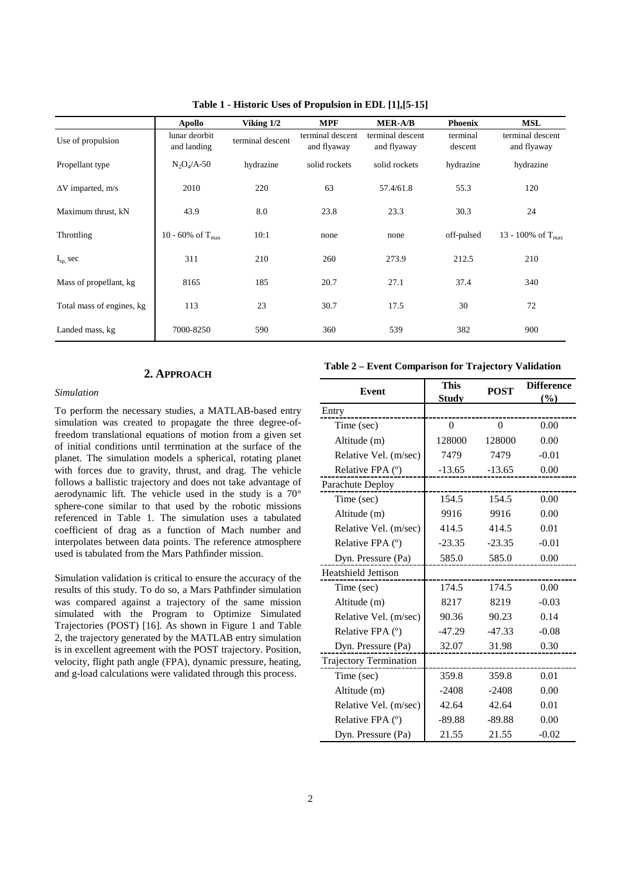**Table 1 - Historic Uses of Propulsion in EDL [1],[5-15]**

| | Apollo | Viking 1/2 | MPF | MER-A/B | Phoenix | MSL |
|---|---|---|---|---|---|---|
| Use of propulsion | lunar deorbit and landing | terminal descent | terminal descent and flyaway | terminal descent and flyaway | terminal descent | terminal descent and flyaway |
| Propellant type | $N_2O_4$/A-50 | hydrazine | solid rockets | solid rockets | hydrazine | hydrazine |
| ΔV imparted, m/s | 2010 | 220 | 63 | 57.4/61.8 | 55.3 | 120 |
| Maximum thrust, kN | 43.9 | 8.0 | 23.8 | 23.3 | 30.3 | 24 |
| Throttling | 10 - 60% of $T_{max}$ | 10:1 | none | none | off-pulsed | 13 - 100% of $T_{max}$ |
| $I_{sp}$, sec | 311 | 210 | 260 | 273.9 | 212.5 | 210 |
| Mass of propellant, kg | 8165 | 185 | 20.7 | 27.1 | 37.4 | 340 |
| Total mass of engines, kg | 113 | 23 | 30.7 | 17.5 | 30 | 72 |
| Landed mass, kg | 7000-8250 | 590 | 360 | 539 | 382 | 900 |

## 2. APPROACH

*Simulation*

To perform the necessary studies, a MATLAB-based entry simulation was created to propagate the three degree-of-freedom translational equations of motion from a given set of initial conditions until termination at the surface of the planet. The simulation models a spherical, rotating planet with forces due to gravity, thrust, and drag. The vehicle follows a ballistic trajectory and does not take advantage of aerodynamic lift. The vehicle used in the study is a 70° sphere-cone similar to that used by the robotic missions referenced in Table 1. The simulation uses a tabulated coefficient of drag as a function of Mach number and interpolates between data points. The reference atmosphere used is tabulated from the Mars Pathfinder mission.

Simulation validation is critical to ensure the accuracy of the results of this study. To do so, a Mars Pathfinder simulation was compared against a trajectory of the same mission simulated with the Program to Optimize Simulated Trajectories (POST) [16]. As shown in Figure 1 and Table 2, the trajectory generated by the MATLAB entry simulation is in excellent agreement with the POST trajectory. Position, velocity, flight path angle (FPA), dynamic pressure, heating, and g-load calculations were validated through this process.

**Table 2 – Event Comparison for Trajectory Validation**

| Event | This Study | POST | Difference (%) |
|---|---|---|---|
| Entry | | | |
| Time (sec) | 0 | 0 | 0.00 |
| Altitude (m) | 128000 | 128000 | 0.00 |
| Relative Vel. (m/sec) | 7479 | 7479 | -0.01 |
| Relative FPA (º) | -13.65 | -13.65 | 0.00 |
| Parachute Deploy | | | |
| Time (sec) | 154.5 | 154.5 | 0.00 |
| Altitude (m) | 9916 | 9916 | 0.00 |
| Relative Vel. (m/sec) | 414.5 | 414.5 | 0.01 |
| Relative FPA (º) | -23.35 | -23.35 | -0.01 |
| Dyn. Pressure (Pa) | 585.0 | 585.0 | 0.00 |
| Heatshield Jettison | | | |
| Time (sec) | 174.5 | 174.5 | 0.00 |
| Altitude (m) | 8217 | 8219 | -0.03 |
| Relative Vel. (m/sec) | 90.36 | 90.23 | 0.14 |
| Relative FPA (º) | -47.29 | -47.33 | -0.08 |
| Dyn. Pressure (Pa) | 32.07 | 31.98 | 0.30 |
| Trajectory Termination | | | |
| Time (sec) | 359.8 | 359.8 | 0.01 |
| Altitude (m) | -2408 | -2408 | 0.00 |
| Relative Vel. (m/sec) | 42.64 | 42.64 | 0.01 |
| Relative FPA (º) | -89.88 | -89.88 | 0.00 |
| Dyn. Pressure (Pa) | 21.55 | 21.55 | -0.02 |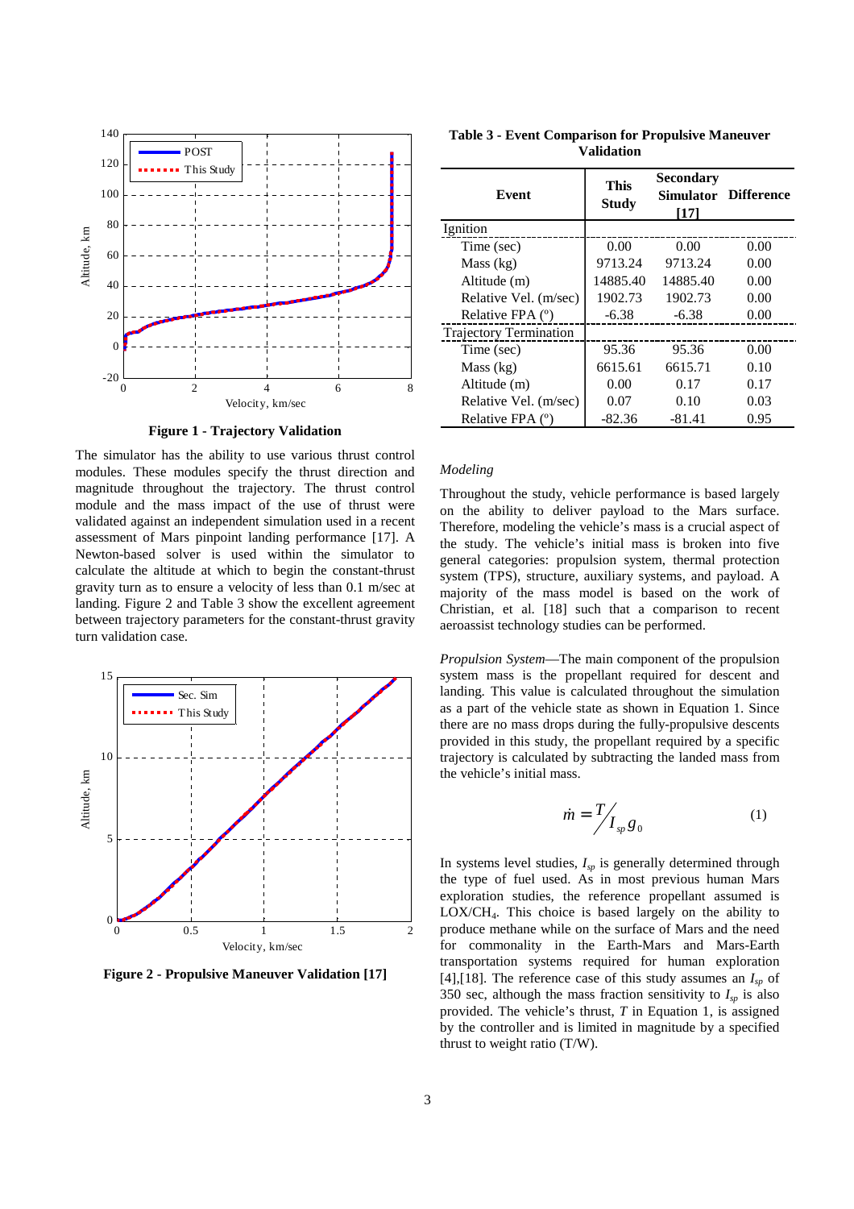Figure 1 - Trajectory Validation

The simulator has the ability to use various thrust control modules. These modules specify the thrust direction and magnitude throughout the trajectory. The thrust control module and the mass impact of the use of thrust were validated against an independent simulation used in a recent assessment of Mars pinpoint landing performance [17]. A Newton-based solver is used within the simulator to calculate the altitude at which to begin the constant-thrust gravity turn as to ensure a velocity of less than 0.1 m/sec at landing. Figure 2 and Table 3 show the excellent agreement between trajectory parameters for the constant-thrust gravity turn validation case.

Figure 2 - Propulsive Maneuver Validation [17]

**Table 3 - Event Comparison for Propulsive Maneuver Validation**

| Event | This Study | Secondary Simulator [17] | Difference |
|---|---|---|---|
| Ignition | | | |
| Time (sec) | 0.00 | 0.00 | 0.00 |
| Mass (kg) | 9713.24 | 9713.24 | 0.00 |
| Altitude (m) | 14885.40 | 14885.40 | 0.00 |
| Relative Vel. (m/sec) | 1902.73 | 1902.73 | 0.00 |
| Relative FPA (º) | -6.38 | -6.38 | 0.00 |
| Trajectory Termination | | | |
| Time (sec) | 95.36 | 95.36 | 0.00 |
| Mass (kg) | 6615.61 | 6615.71 | 0.10 |
| Altitude (m) | 0.00 | 0.17 | 0.17 |
| Relative Vel. (m/sec) | 0.07 | 0.10 | 0.03 |
| Relative FPA (º) | -82.36 | -81.41 | 0.95 |

*Modeling*

Throughout the study, vehicle performance is based largely on the ability to deliver payload to the Mars surface. Therefore, modeling the vehicle's mass is a crucial aspect of the study. The vehicle's initial mass is broken into five general categories: propulsion system, thermal protection system (TPS), structure, auxiliary systems, and payload. A majority of the mass model is based on the work of Christian, et al. [18] such that a comparison to recent aeroassist technology studies can be performed.

*Propulsion System*—The main component of the propulsion system mass is the propellant required for descent and landing. This value is calculated throughout the simulation as a part of the vehicle state as shown in Equation 1. Since there are no mass drops during the fully-propulsive descents provided in this study, the propellant required by a specific trajectory is calculated by subtracting the landed mass from the vehicle's initial mass.

$$\dot{m} = \frac{T}{I_{sp} g_0} \quad (1)$$

In systems level studies, $I_{sp}$ is generally determined through the type of fuel used. As in most previous human Mars exploration studies, the reference propellant assumed is LOX/$CH_4$. This choice is based largely on the ability to produce methane while on the surface of Mars and the need for commonality in the Earth-Mars and Mars-Earth transportation systems required for human exploration [4],[18]. The reference case of this study assumes an $I_{sp}$ of 350 sec, although the mass fraction sensitivity to $I_{sp}$ is also provided. The vehicle's thrust, $T$ in Equation 1, is assigned by the controller and is limited in magnitude by a specified thrust to weight ratio (T/W).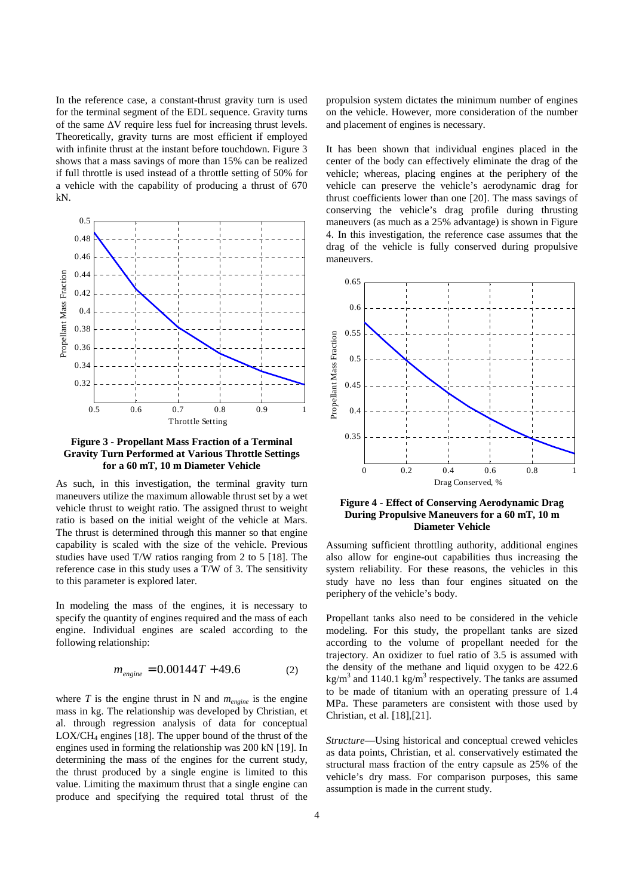In the reference case, a constant-thrust gravity turn is used for the terminal segment of the EDL sequence. Gravity turns of the same $\Delta V$ require less fuel for increasing thrust levels. Theoretically, gravity turns are most efficient if employed with infinite thrust at the instant before touchdown. Figure 3 shows that a mass savings of more than 15% can be realized if full throttle is used instead of a throttle setting of 50% for a vehicle with the capability of producing a thrust of 670 kN.

**Figure 3 - Propellant Mass Fraction of a Terminal Gravity Turn Performed at Various Throttle Settings for a 60 mT, 10 m Diameter Vehicle**

As such, in this investigation, the terminal gravity turn maneuvers utilize the maximum allowable thrust set by a wet vehicle thrust to weight ratio. The assigned thrust to weight ratio is based on the initial weight of the vehicle at Mars. The thrust is determined through this manner so that engine capability is scaled with the size of the vehicle. Previous studies have used T/W ratios ranging from 2 to 5 [18]. The reference case in this study uses a T/W of 3. The sensitivity to this parameter is explored later.

In modeling the mass of the engines, it is necessary to specify the quantity of engines required and the mass of each engine. Individual engines are scaled according to the following relationship:

$$m_{engine} = 0.00144T + 49.6 \qquad (2)$$

where $T$ is the engine thrust in N and $m_{engine}$ is the engine mass in kg. The relationship was developed by Christian, et al. through regression analysis of data for conceptual $LOX/CH_4$ engines [18]. The upper bound of the thrust of the engines used in forming the relationship was 200 kN [19]. In determining the mass of the engines for the current study, the thrust produced by a single engine is limited to this value. Limiting the maximum thrust that a single engine can produce and specifying the required total thrust of the propulsion system dictates the minimum number of engines on the vehicle. However, more consideration of the number and placement of engines is necessary.

It has been shown that individual engines placed in the center of the body can effectively eliminate the drag of the vehicle; whereas, placing engines at the periphery of the vehicle can preserve the vehicle's aerodynamic drag for thrust coefficients lower than one [20]. The mass savings of conserving the vehicle's drag profile during thrusting maneuvers (as much as a 25% advantage) is shown in Figure 4. In this investigation, the reference case assumes that the drag of the vehicle is fully conserved during propulsive maneuvers.

**Figure 4 - Effect of Conserving Aerodynamic Drag During Propulsive Maneuvers for a 60 mT, 10 m Diameter Vehicle**

Assuming sufficient throttling authority, additional engines also allow for engine-out capabilities thus increasing the system reliability. For these reasons, the vehicles in this study have no less than four engines situated on the periphery of the vehicle's body.

Propellant tanks also need to be considered in the vehicle modeling. For this study, the propellant tanks are sized according to the volume of propellant needed for the trajectory. An oxidizer to fuel ratio of 3.5 is assumed with the density of the methane and liquid oxygen to be 422.6 $kg/m^3$ and 1140.1 $kg/m^3$ respectively. The tanks are assumed to be made of titanium with an operating pressure of 1.4 MPa. These parameters are consistent with those used by Christian, et al. [18],[21].

*Structure*—Using historical and conceptual crewed vehicles as data points, Christian, et al. conservatively estimated the structural mass fraction of the entry capsule as 25% of the vehicle's dry mass. For comparison purposes, this same assumption is made in the current study.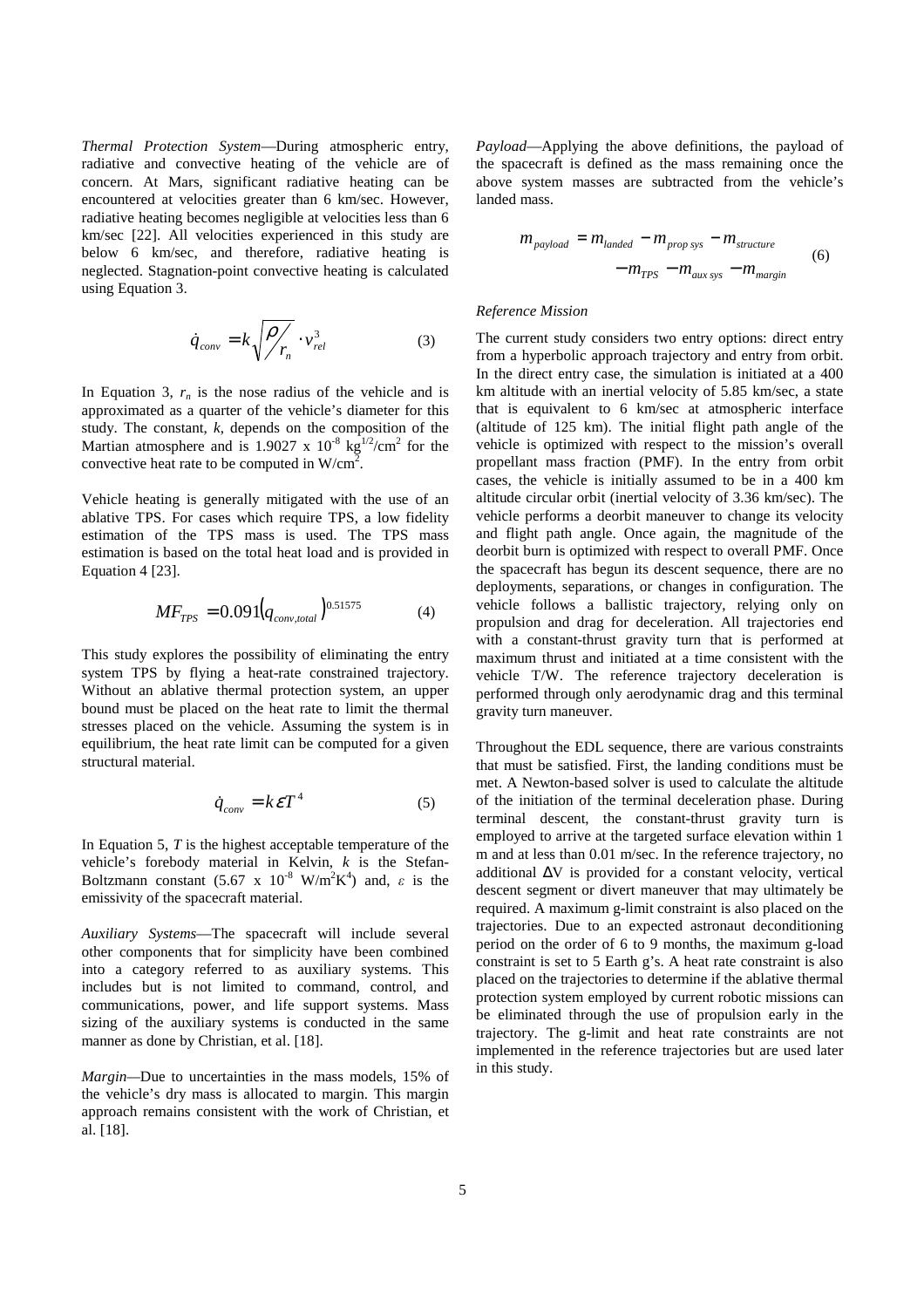*Thermal Protection System*—During atmospheric entry, radiative and convective heating of the vehicle are of concern. At Mars, significant radiative heating can be encountered at velocities greater than 6 km/sec. However, radiative heating becomes negligible at velocities less than 6 km/sec [22]. All velocities experienced in this study are below 6 km/sec, and therefore, radiative heating is neglected. Stagnation-point convective heating is calculated using Equation 3.

$$\dot{q}_{conv} = k\sqrt{\rho / r_n} \cdot v_{rel}^3 \quad (3)$$

In Equation 3, $r_n$ is the nose radius of the vehicle and is approximated as a quarter of the vehicle's diameter for this study. The constant, $k$, depends on the composition of the Martian atmosphere and is 1.9027 x $10^{-8}$ $kg^{1/2}/cm^2$ for the convective heat rate to be computed in $W/cm^2$.

Vehicle heating is generally mitigated with the use of an ablative TPS. For cases which require TPS, a low fidelity estimation of the TPS mass is used. The TPS mass estimation is based on the total heat load and is provided in Equation 4 [23].

$$MF_{TPS} = 0.091\left(q_{conv,total}\right)^{0.51575} \quad (4)$$

This study explores the possibility of eliminating the entry system TPS by flying a heat-rate constrained trajectory. Without an ablative thermal protection system, an upper bound must be placed on the heat rate to limit the thermal stresses placed on the vehicle. Assuming the system is in equilibrium, the heat rate limit can be computed for a given structural material.

$$\dot{q}_{conv} = k\varepsilon T^4 \quad (5)$$

In Equation 5, $T$ is the highest acceptable temperature of the vehicle's forebody material in Kelvin, $k$ is the Stefan-Boltzmann constant (5.67 x $10^{-8}$ $W/m^2K^4$) and, $\varepsilon$ is the emissivity of the spacecraft material.

*Auxiliary Systems*—The spacecraft will include several other components that for simplicity have been combined into a category referred to as auxiliary systems. This includes but is not limited to command, control, and communications, power, and life support systems. Mass sizing of the auxiliary systems is conducted in the same manner as done by Christian, et al. [18].

*Margin*—Due to uncertainties in the mass models, 15% of the vehicle's dry mass is allocated to margin. This margin approach remains consistent with the work of Christian, et al. [18].

*Payload*—Applying the above definitions, the payload of the spacecraft is defined as the mass remaining once the above system masses are subtracted from the vehicle's landed mass.

$$m_{payload} = m_{landed} - m_{prop\,sys} - m_{structure} - m_{TPS} - m_{aux\,sys} - m_{margin} \quad (6)$$

*Reference Mission*

The current study considers two entry options: direct entry from a hyperbolic approach trajectory and entry from orbit. In the direct entry case, the simulation is initiated at a 400 km altitude with an inertial velocity of 5.85 km/sec, a state that is equivalent to 6 km/sec at atmospheric interface (altitude of 125 km). The initial flight path angle of the vehicle is optimized with respect to the mission's overall propellant mass fraction (PMF). In the entry from orbit cases, the vehicle is initially assumed to be in a 400 km altitude circular orbit (inertial velocity of 3.36 km/sec). The vehicle performs a deorbit maneuver to change its velocity and flight path angle. Once again, the magnitude of the deorbit burn is optimized with respect to overall PMF. Once the spacecraft has begun its descent sequence, there are no deployments, separations, or changes in configuration. The vehicle follows a ballistic trajectory, relying only on propulsion and drag for deceleration. All trajectories end with a constant-thrust gravity turn that is performed at maximum thrust and initiated at a time consistent with the vehicle T/W. The reference trajectory deceleration is performed through only aerodynamic drag and this terminal gravity turn maneuver.

Throughout the EDL sequence, there are various constraints that must be satisfied. First, the landing conditions must be met. A Newton-based solver is used to calculate the altitude of the initiation of the terminal deceleration phase. During terminal descent, the constant-thrust gravity turn is employed to arrive at the targeted surface elevation within 1 m and at less than 0.01 m/sec. In the reference trajectory, no additional $\Delta$V is provided for a constant velocity, vertical descent segment or divert maneuver that may ultimately be required. A maximum g-limit constraint is also placed on the trajectories. Due to an expected astronaut deconditioning period on the order of 6 to 9 months, the maximum g-load constraint is set to 5 Earth g's. A heat rate constraint is also placed on the trajectories to determine if the ablative thermal protection system employed by current robotic missions can be eliminated through the use of propulsion early in the trajectory. The g-limit and heat rate constraints are not implemented in the reference trajectories but are used later in this study.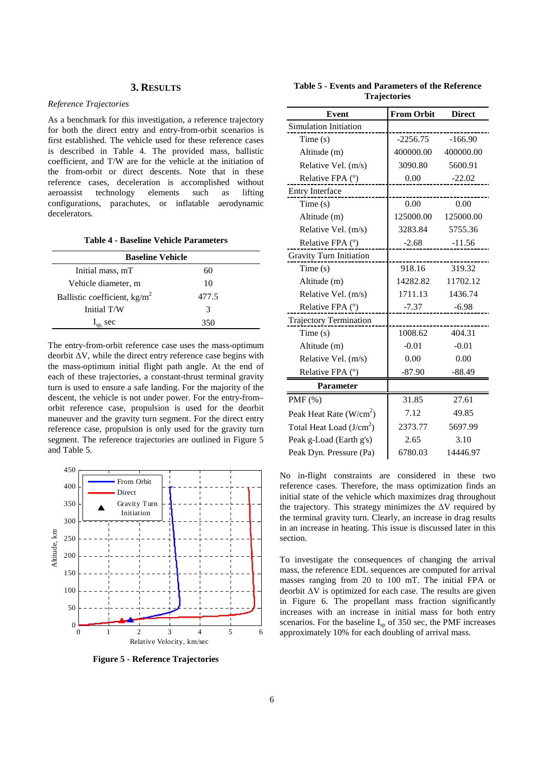## 3. RESULTS

*Reference Trajectories*

As a benchmark for this investigation, a reference trajectory for both the direct entry and entry-from-orbit scenarios is first established. The vehicle used for these reference cases is described in Table 4. The provided mass, ballistic coefficient, and T/W are for the vehicle at the initiation of the from-orbit or direct descents. Note that in these reference cases, deceleration is accomplished without aeroassist technology elements such as lifting configurations, parachutes, or inflatable aerodynamic decelerators.

**Table 4 - Baseline Vehicle Parameters**

| Baseline Vehicle | |
|---|---|
| Initial mass, mT | 60 |
| Vehicle diameter, m | 10 |
| Ballistic coefficient, kg/m$^2$ | 477.5 |
| Initial T/W | 3 |
| $I_{sp}$, sec | 350 |

The entry-from-orbit reference case uses the mass-optimum deorbit $\Delta V$, while the direct entry reference case begins with the mass-optimum initial flight path angle. At the end of each of these trajectories, a constant-thrust terminal gravity turn is used to ensure a safe landing. For the majority of the descent, the vehicle is not under power. For the entry-from–orbit reference case, propulsion is used for the deorbit maneuver and the gravity turn segment. For the direct entry reference case, propulsion is only used for the gravity turn segment. The reference trajectories are outlined in Figure 5 and Table 5.

**Figure 5 - Reference Trajectories**

**Table 5 - Events and Parameters of the Reference Trajectories**

| Event | From Orbit | Direct |
|---|---|---|
| Simulation Initiation | | |
| Time (s) | -2256.75 | -166.90 |
| Altitude (m) | 400000.00 | 400000.00 |
| Relative Vel. (m/s) | 3090.80 | 5600.91 |
| Relative FPA (°) | 0.00 | -22.02 |
| Entry Interface | | |
| Time (s) | 0.00 | 0.00 |
| Altitude (m) | 125000.00 | 125000.00 |
| Relative Vel. (m/s) | 3283.84 | 5755.36 |
| Relative FPA (°) | -2.68 | -11.56 |
| Gravity Turn Initiation | | |
| Time (s) | 918.16 | 319.32 |
| Altitude (m) | 14282.82 | 11702.12 |
| Relative Vel. (m/s) | 1711.13 | 1436.74 |
| Relative FPA (°) | -7.37 | -6.98 |
| Trajectory Termination | | |
| Time (s) | 1008.62 | 404.31 |
| Altitude (m) | -0.01 | -0.01 |
| Relative Vel. (m/s) | 0.00 | 0.00 |
| Relative FPA (°) | -87.90 | -88.49 |
| **Parameter** | | |
| PMF (%) | 31.85 | 27.61 |
| Peak Heat Rate (W/cm$^2$) | 7.12 | 49.85 |
| Total Heat Load (J/cm$^2$) | 2373.77 | 5697.99 |
| Peak g-Load (Earth g's) | 2.65 | 3.10 |
| Peak Dyn. Pressure (Pa) | 6780.03 | 14446.97 |

No in-flight constraints are considered in these two reference cases. Therefore, the mass optimization finds an initial state of the vehicle which maximizes drag throughout the trajectory. This strategy minimizes the $\Delta V$ required by the terminal gravity turn. Clearly, an increase in drag results in an increase in heating. This issue is discussed later in this section.

To investigate the consequences of changing the arrival mass, the reference EDL sequences are computed for arrival masses ranging from 20 to 100 mT. The initial FPA or deorbit $\Delta V$ is optimized for each case. The results are given in Figure 6. The propellant mass fraction significantly increases with an increase in initial mass for both entry scenarios. For the baseline $I_{sp}$ of 350 sec, the PMF increases approximately 10% for each doubling of arrival mass.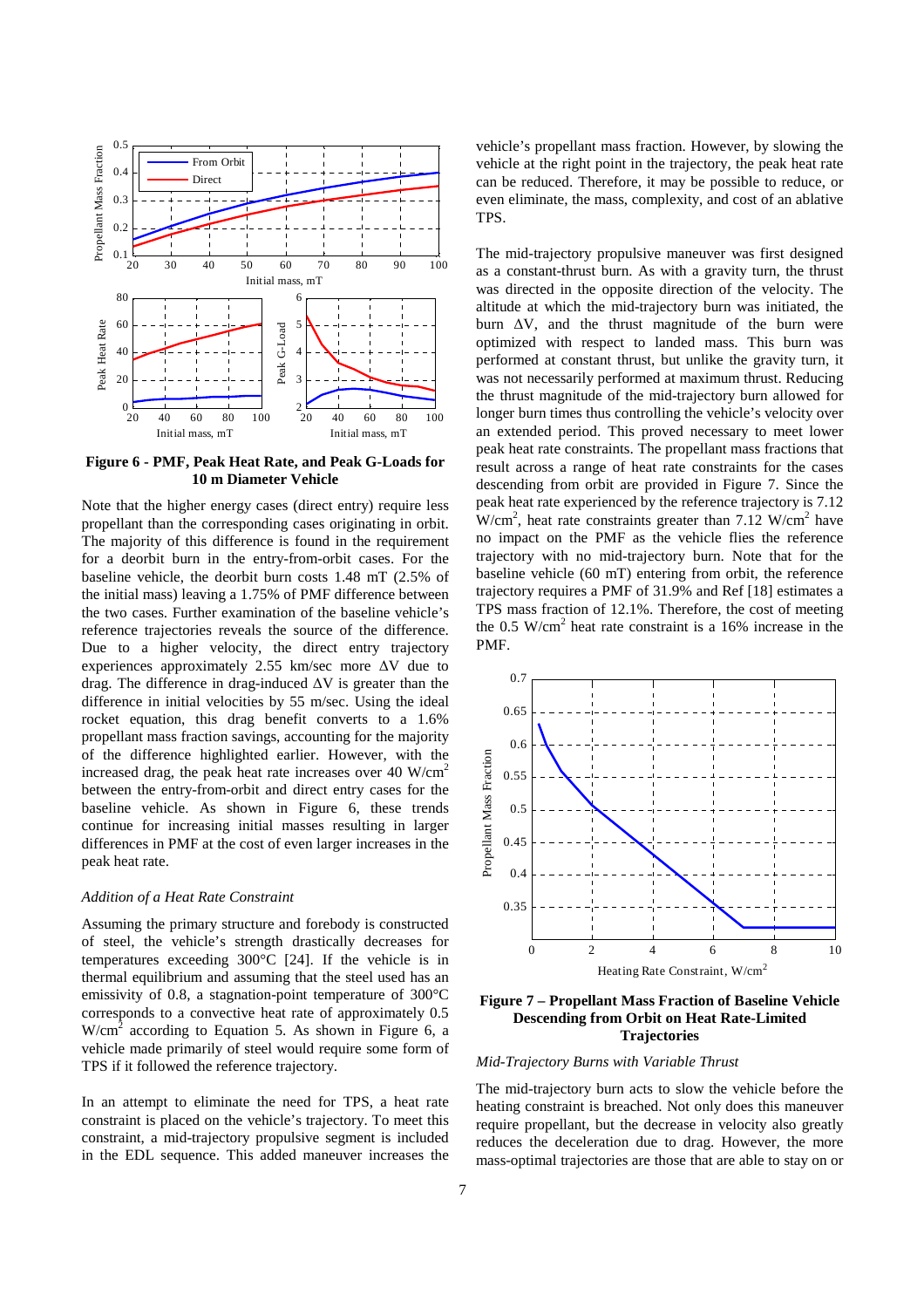**Figure 6 - PMF, Peak Heat Rate, and Peak G-Loads for 10 m Diameter Vehicle**

Note that the higher energy cases (direct entry) require less propellant than the corresponding cases originating in orbit. The majority of this difference is found in the requirement for a deorbit burn in the entry-from-orbit cases. For the baseline vehicle, the deorbit burn costs 1.48 mT (2.5% of the initial mass) leaving a 1.75% of PMF difference between the two cases. Further examination of the baseline vehicle's reference trajectories reveals the source of the difference. Due to a higher velocity, the direct entry trajectory experiences approximately 2.55 km/sec more ΔV due to drag. The difference in drag-induced ΔV is greater than the difference in initial velocities by 55 m/sec. Using the ideal rocket equation, this drag benefit converts to a 1.6% propellant mass fraction savings, accounting for the majority of the difference highlighted earlier. However, with the increased drag, the peak heat rate increases over 40 W/cm$^2$ between the entry-from-orbit and direct entry cases for the baseline vehicle. As shown in Figure 6, these trends continue for increasing initial masses resulting in larger differences in PMF at the cost of even larger increases in the peak heat rate.

### *Addition of a Heat Rate Constraint*

Assuming the primary structure and forebody is constructed of steel, the vehicle's strength drastically decreases for temperatures exceeding 300°C [24]. If the vehicle is in thermal equilibrium and assuming that the steel used has an emissivity of 0.8, a stagnation-point temperature of 300°C corresponds to a convective heat rate of approximately 0.5 W/cm$^2$ according to Equation 5. As shown in Figure 6, a vehicle made primarily of steel would require some form of TPS if it followed the reference trajectory.

In an attempt to eliminate the need for TPS, a heat rate constraint is placed on the vehicle's trajectory. To meet this constraint, a mid-trajectory propulsive segment is included in the EDL sequence. This added maneuver increases the vehicle's propellant mass fraction. However, by slowing the vehicle at the right point in the trajectory, the peak heat rate can be reduced. Therefore, it may be possible to reduce, or even eliminate, the mass, complexity, and cost of an ablative TPS.

The mid-trajectory propulsive maneuver was first designed as a constant-thrust burn. As with a gravity turn, the thrust was directed in the opposite direction of the velocity. The altitude at which the mid-trajectory burn was initiated, the burn ΔV, and the thrust magnitude of the burn were optimized with respect to landed mass. This burn was performed at constant thrust, but unlike the gravity turn, it was not necessarily performed at maximum thrust. Reducing the thrust magnitude of the mid-trajectory burn allowed for longer burn times thus controlling the vehicle's velocity over an extended period. This proved necessary to meet lower peak heat rate constraints. The propellant mass fractions that result across a range of heat rate constraints for the cases descending from orbit are provided in Figure 7. Since the peak heat rate experienced by the reference trajectory is 7.12 W/cm$^2$, heat rate constraints greater than 7.12 W/cm$^2$ have no impact on the PMF as the vehicle flies the reference trajectory with no mid-trajectory burn. Note that for the baseline vehicle (60 mT) entering from orbit, the reference trajectory requires a PMF of 31.9% and Ref [18] estimates a TPS mass fraction of 12.1%. Therefore, the cost of meeting the 0.5 W/cm$^2$ heat rate constraint is a 16% increase in the PMF.

**Figure 7 – Propellant Mass Fraction of Baseline Vehicle Descending from Orbit on Heat Rate-Limited Trajectories**

### *Mid-Trajectory Burns with Variable Thrust*

The mid-trajectory burn acts to slow the vehicle before the heating constraint is breached. Not only does this maneuver require propellant, but the decrease in velocity also greatly reduces the deceleration due to drag. However, the more mass-optimal trajectories are those that are able to stay on or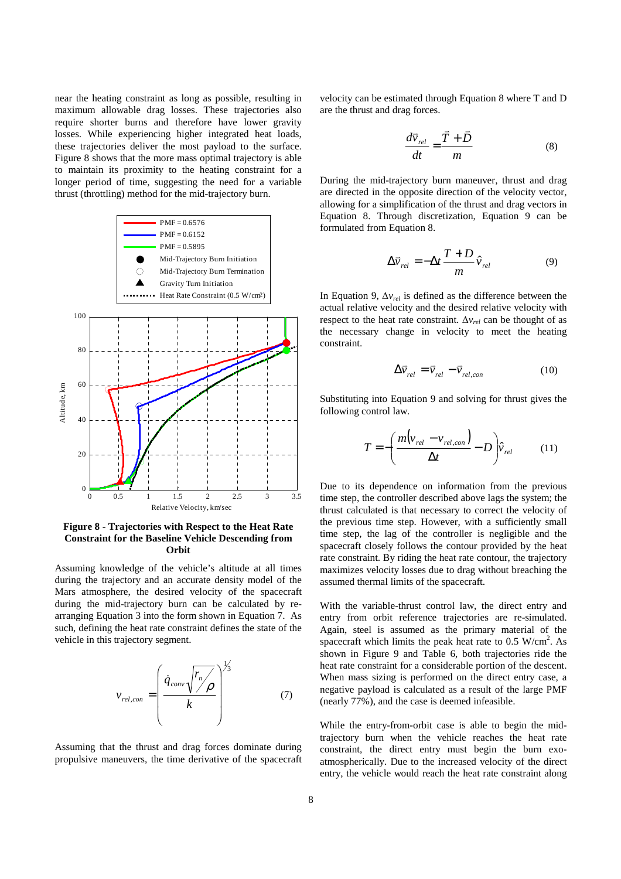near the heating constraint as long as possible, resulting in maximum allowable drag losses. These trajectories also require shorter burns and therefore have lower gravity losses. While experiencing higher integrated heat loads, these trajectories deliver the most payload to the surface. Figure 8 shows that the more mass optimal trajectory is able to maintain its proximity to the heating constraint for a longer period of time, suggesting the need for a variable thrust (throttling) method for the mid-trajectory burn.

**Figure 8 - Trajectories with Respect to the Heat Rate Constraint for the Baseline Vehicle Descending from Orbit**

Assuming knowledge of the vehicle's altitude at all times during the trajectory and an accurate density model of the Mars atmosphere, the desired velocity of the spacecraft during the mid-trajectory burn can be calculated by re-arranging Equation 3 into the form shown in Equation 7. As such, defining the heat rate constraint defines the state of the vehicle in this trajectory segment.

$$v_{rel,con} = \left( \frac{\dot{q}_{conv} \sqrt{r_n / \rho}}{k} \right)^{1/3} \quad (7)$$

Assuming that the thrust and drag forces dominate during propulsive maneuvers, the time derivative of the spacecraft velocity can be estimated through Equation 8 where T and D are the thrust and drag forces.

$$\frac{d\vec{v}_{rel}}{dt} = \frac{\vec{T} + \vec{D}}{m} \quad (8)$$

During the mid-trajectory burn maneuver, thrust and drag are directed in the opposite direction of the velocity vector, allowing for a simplification of the thrust and drag vectors in Equation 8. Through discretization, Equation 9 can be formulated from Equation 8.

$$\Delta\vec{v}_{rel} = -\Delta t \frac{T + D}{m} \hat{v}_{rel} \quad (9)$$

In Equation 9, $\Delta v_{rel}$ is defined as the difference between the actual relative velocity and the desired relative velocity with respect to the heat rate constraint. $\Delta v_{rel}$ can be thought of as the necessary change in velocity to meet the heating constraint.

$$\Delta\vec{v}_{rel} = \vec{v}_{rel} - \vec{v}_{rel,con} \quad (10)$$

Substituting into Equation 9 and solving for thrust gives the following control law.

$$T = -\left( \frac{m(v_{rel} - v_{rel,con})}{\Delta t} - D \right) \hat{v}_{rel} \quad (11)$$

Due to its dependence on information from the previous time step, the controller described above lags the system; the thrust calculated is that necessary to correct the velocity of the previous time step. However, with a sufficiently small time step, the lag of the controller is negligible and the spacecraft closely follows the contour provided by the heat rate constraint. By riding the heat rate contour, the trajectory maximizes velocity losses due to drag without breaching the assumed thermal limits of the spacecraft.

With the variable-thrust control law, the direct entry and entry from orbit reference trajectories are re-simulated. Again, steel is assumed as the primary material of the spacecraft which limits the peak heat rate to 0.5 W/cm$^2$. As shown in Figure 9 and Table 6, both trajectories ride the heat rate constraint for a considerable portion of the descent. When mass sizing is performed on the direct entry case, a negative payload is calculated as a result of the large PMF (nearly 77%), and the case is deemed infeasible.

While the entry-from-orbit case is able to begin the mid-trajectory burn when the vehicle reaches the heat rate constraint, the direct entry must begin the burn exo-atmospherically. Due to the increased velocity of the direct entry, the vehicle would reach the heat rate constraint along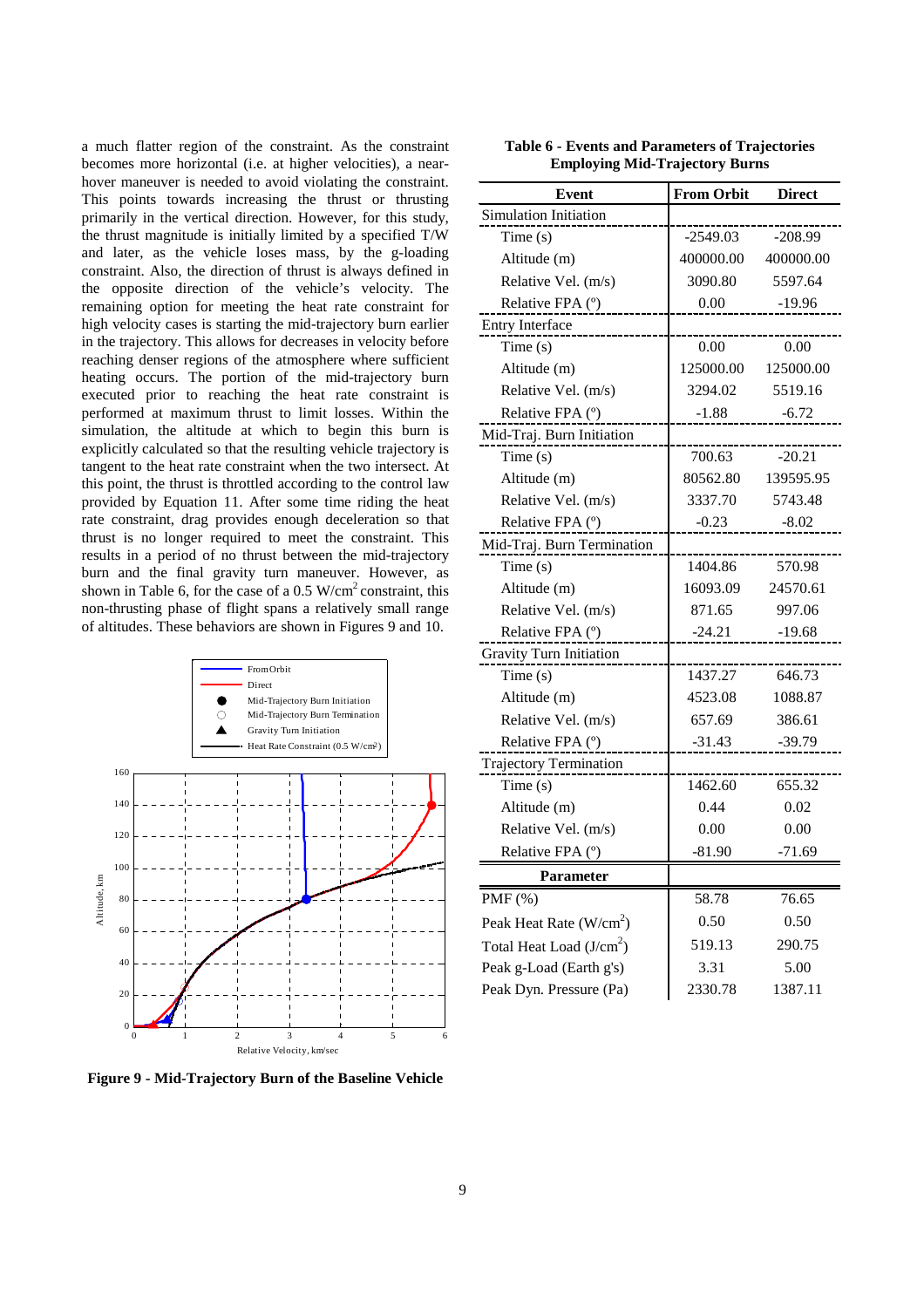a much flatter region of the constraint. As the constraint becomes more horizontal (i.e. at higher velocities), a near-hover maneuver is needed to avoid violating the constraint. This points towards increasing the thrust or thrusting primarily in the vertical direction. However, for this study, the thrust magnitude is initially limited by a specified T/W and later, as the vehicle loses mass, by the g-loading constraint. Also, the direction of thrust is always defined in the opposite direction of the vehicle's velocity. The remaining option for meeting the heat rate constraint for high velocity cases is starting the mid-trajectory burn earlier in the trajectory. This allows for decreases in velocity before reaching denser regions of the atmosphere where sufficient heating occurs. The portion of the mid-trajectory burn executed prior to reaching the heat rate constraint is performed at maximum thrust to limit losses. Within the simulation, the altitude at which to begin this burn is explicitly calculated so that the resulting vehicle trajectory is tangent to the heat rate constraint when the two intersect. At this point, the thrust is throttled according to the control law provided by Equation 11. After some time riding the heat rate constraint, drag provides enough deceleration so that thrust is no longer required to meet the constraint. This results in a period of no thrust between the mid-trajectory burn and the final gravity turn maneuver. However, as shown in Table 6, for the case of a 0.5 W/cm$^2$ constraint, this non-thrusting phase of flight spans a relatively small range of altitudes. These behaviors are shown in Figures 9 and 10.

**Figure 9 - Mid-Trajectory Burn of the Baseline Vehicle**

**Table 6 - Events and Parameters of Trajectories Employing Mid-Trajectory Burns**

| Event | From Orbit | Direct |
|---|---|---|
| Simulation Initiation | | |
| Time (s) | -2549.03 | -208.99 |
| Altitude (m) | 400000.00 | 400000.00 |
| Relative Vel. (m/s) | 3090.80 | 5597.64 |
| Relative FPA (°) | 0.00 | -19.96 |
| Entry Interface | | |
| Time (s) | 0.00 | 0.00 |
| Altitude (m) | 125000.00 | 125000.00 |
| Relative Vel. (m/s) | 3294.02 | 5519.16 |
| Relative FPA (°) | -1.88 | -6.72 |
| Mid-Traj. Burn Initiation | | |
| Time (s) | 700.63 | -20.21 |
| Altitude (m) | 80562.80 | 139595.95 |
| Relative Vel. (m/s) | 3337.70 | 5743.48 |
| Relative FPA (°) | -0.23 | -8.02 |
| Mid-Traj. Burn Termination | | |
| Time (s) | 1404.86 | 570.98 |
| Altitude (m) | 16093.09 | 24570.61 |
| Relative Vel. (m/s) | 871.65 | 997.06 |
| Relative FPA (°) | -24.21 | -19.68 |
| Gravity Turn Initiation | | |
| Time (s) | 1437.27 | 646.73 |
| Altitude (m) | 4523.08 | 1088.87 |
| Relative Vel. (m/s) | 657.69 | 386.61 |
| Relative FPA (°) | -31.43 | -39.79 |
| Trajectory Termination | | |
| Time (s) | 1462.60 | 655.32 |
| Altitude (m) | 0.44 | 0.02 |
| Relative Vel. (m/s) | 0.00 | 0.00 |
| Relative FPA (°) | -81.90 | -71.69 |
| **Parameter** | | |
| PMF (%) | 58.78 | 76.65 |
| Peak Heat Rate (W/cm$^2$) | 0.50 | 0.50 |
| Total Heat Load (J/cm$^2$) | 519.13 | 290.75 |
| Peak g-Load (Earth g's) | 3.31 | 5.00 |
| Peak Dyn. Pressure (Pa) | 2330.78 | 1387.11 |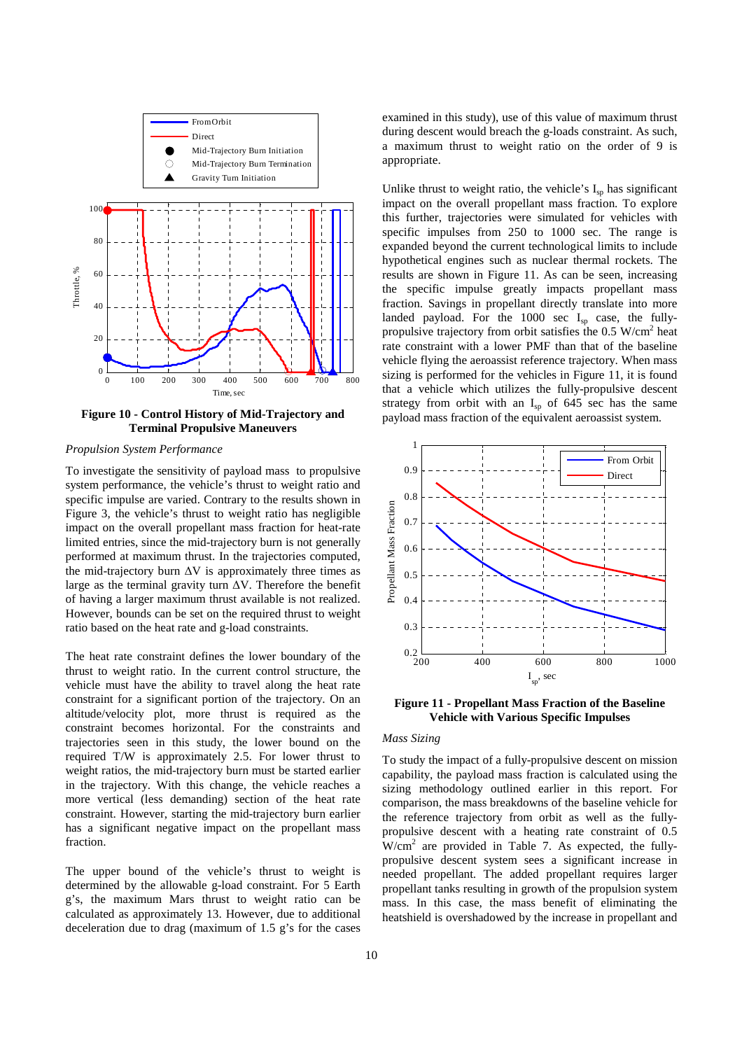**Figure 10 - Control History of Mid-Trajectory and Terminal Propulsive Maneuvers**

*Propulsion System Performance*

To investigate the sensitivity of payload mass to propulsive system performance, the vehicle's thrust to weight ratio and specific impulse are varied. Contrary to the results shown in Figure 3, the vehicle's thrust to weight ratio has negligible impact on the overall propellant mass fraction for heat-rate limited entries, since the mid-trajectory burn is not generally performed at maximum thrust. In the trajectories computed, the mid-trajectory burn ΔV is approximately three times as large as the terminal gravity turn ΔV. Therefore the benefit of having a larger maximum thrust available is not realized. However, bounds can be set on the required thrust to weight ratio based on the heat rate and g-load constraints.

The heat rate constraint defines the lower boundary of the thrust to weight ratio. In the current control structure, the vehicle must have the ability to travel along the heat rate constraint for a significant portion of the trajectory. On an altitude/velocity plot, more thrust is required as the constraint becomes horizontal. For the constraints and trajectories seen in this study, the lower bound on the required T/W is approximately 2.5. For lower thrust to weight ratios, the mid-trajectory burn must be started earlier in the trajectory. With this change, the vehicle reaches a more vertical (less demanding) section of the heat rate constraint. However, starting the mid-trajectory burn earlier has a significant negative impact on the propellant mass fraction.

The upper bound of the vehicle's thrust to weight is determined by the allowable g-load constraint. For 5 Earth g's, the maximum Mars thrust to weight ratio can be calculated as approximately 13. However, due to additional deceleration due to drag (maximum of 1.5 g's for the cases examined in this study), use of this value of maximum thrust during descent would breach the g-loads constraint. As such, a maximum thrust to weight ratio on the order of 9 is appropriate.

Unlike thrust to weight ratio, the vehicle's $I_{sp}$ has significant impact on the overall propellant mass fraction. To explore this further, trajectories were simulated for vehicles with specific impulses from 250 to 1000 sec. The range is expanded beyond the current technological limits to include hypothetical engines such as nuclear thermal rockets. The results are shown in Figure 11. As can be seen, increasing the specific impulse greatly impacts propellant mass fraction. Savings in propellant directly translate into more landed payload. For the 1000 sec $I_{sp}$ case, the fully-propulsive trajectory from orbit satisfies the 0.5 W/cm$^2$ heat rate constraint with a lower PMF than that of the baseline vehicle flying the aeroassist reference trajectory. When mass sizing is performed for the vehicles in Figure 11, it is found that a vehicle which utilizes the fully-propulsive descent strategy from orbit with an $I_{sp}$ of 645 sec has the same payload mass fraction of the equivalent aeroassist system.

**Figure 11 - Propellant Mass Fraction of the Baseline Vehicle with Various Specific Impulses**

*Mass Sizing*

To study the impact of a fully-propulsive descent on mission capability, the payload mass fraction is calculated using the sizing methodology outlined earlier in this report. For comparison, the mass breakdowns of the baseline vehicle for the reference trajectory from orbit as well as the fully-propulsive descent with a heating rate constraint of 0.5 W/cm$^2$ are provided in Table 7. As expected, the fully-propulsive descent system sees a significant increase in needed propellant. The added propellant requires larger propellant tanks resulting in growth of the propulsion system mass. In this case, the mass benefit of eliminating the heatshield is overshadowed by the increase in propellant and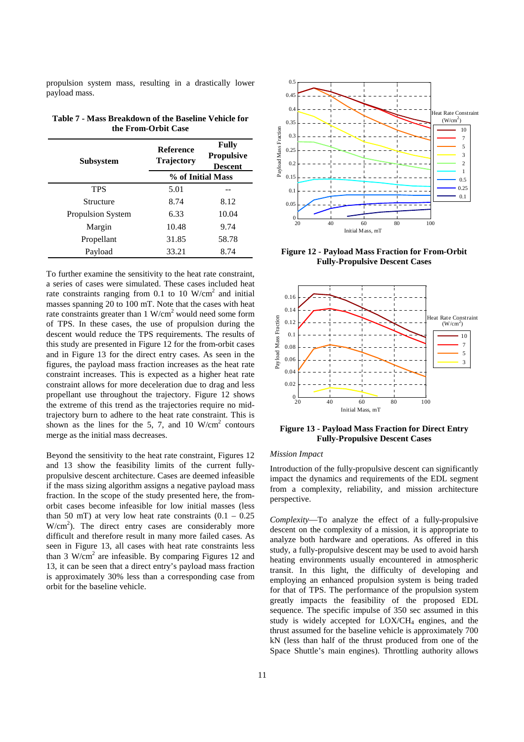propulsion system mass, resulting in a drastically lower payload mass.

**Table 7 - Mass Breakdown of the Baseline Vehicle for the From-Orbit Case**

| Subsystem | Reference Trajectory | Fully Propulsive Descent |
|---|---|---|
| | % of Initial Mass | |
| TPS | 5.01 | -- |
| Structure | 8.74 | 8.12 |
| Propulsion System | 6.33 | 10.04 |
| Margin | 10.48 | 9.74 |
| Propellant | 31.85 | 58.78 |
| Payload | 33.21 | 8.74 |

To further examine the sensitivity to the heat rate constraint, a series of cases were simulated. These cases included heat rate constraints ranging from 0.1 to 10 W/cm$^2$ and initial masses spanning 20 to 100 mT. Note that the cases with heat rate constraints greater than 1 W/cm$^2$ would need some form of TPS. In these cases, the use of propulsion during the descent would reduce the TPS requirements. The results of this study are presented in Figure 12 for the from-orbit cases and in Figure 13 for the direct entry cases. As seen in the figures, the payload mass fraction increases as the heat rate constraint increases. This is expected as a higher heat rate constraint allows for more deceleration due to drag and less propellant use throughout the trajectory. Figure 12 shows the extreme of this trend as the trajectories require no mid-trajectory burn to adhere to the heat rate constraint. This is shown as the lines for the 5, 7, and 10 W/cm$^2$ contours merge as the initial mass decreases.

Beyond the sensitivity to the heat rate constraint, Figures 12 and 13 show the feasibility limits of the current fully-propulsive descent architecture. Cases are deemed infeasible if the mass sizing algorithm assigns a negative payload mass fraction. In the scope of the study presented here, the from-orbit cases become infeasible for low initial masses (less than 50 mT) at very low heat rate constraints (0.1 – 0.25 W/cm$^2$). The direct entry cases are considerably more difficult and therefore result in many more failed cases. As seen in Figure 13, all cases with heat rate constraints less than 3 W/cm$^2$ are infeasible. By comparing Figures 12 and 13, it can be seen that a direct entry's payload mass fraction is approximately 30% less than a corresponding case from orbit for the baseline vehicle.

**Figure 12 - Payload Mass Fraction for From-Orbit Fully-Propulsive Descent Cases**

**Figure 13 - Payload Mass Fraction for Direct Entry Fully-Propulsive Descent Cases**

*Mission Impact*

Introduction of the fully-propulsive descent can significantly impact the dynamics and requirements of the EDL segment from a complexity, reliability, and mission architecture perspective.

*Complexity*—To analyze the effect of a fully-propulsive descent on the complexity of a mission, it is appropriate to analyze both hardware and operations. As offered in this study, a fully-propulsive descent may be used to avoid harsh heating environments usually encountered in atmospheric transit. In this light, the difficulty of developing and employing an enhanced propulsion system is being traded for that of TPS. The performance of the propulsion system greatly impacts the feasibility of the proposed EDL sequence. The specific impulse of 350 sec assumed in this study is widely accepted for LOX/$CH_4$ engines, and the thrust assumed for the baseline vehicle is approximately 700 kN (less than half of the thrust produced from one of the Space Shuttle's main engines). Throttling authority allows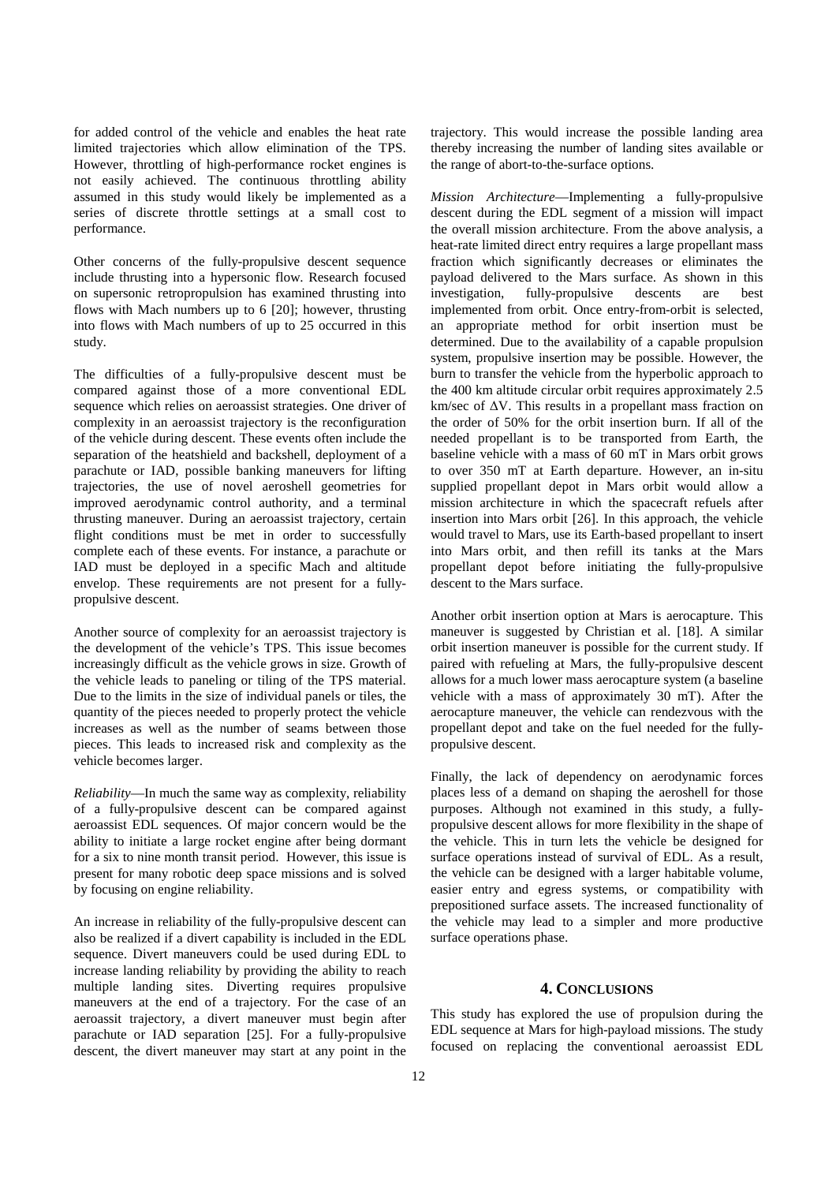for added control of the vehicle and enables the heat rate limited trajectories which allow elimination of the TPS. However, throttling of high-performance rocket engines is not easily achieved. The continuous throttling ability assumed in this study would likely be implemented as a series of discrete throttle settings at a small cost to performance.

Other concerns of the fully-propulsive descent sequence include thrusting into a hypersonic flow. Research focused on supersonic retropropulsion has examined thrusting into flows with Mach numbers up to 6 [20]; however, thrusting into flows with Mach numbers of up to 25 occurred in this study.

The difficulties of a fully-propulsive descent must be compared against those of a more conventional EDL sequence which relies on aeroassist strategies. One driver of complexity in an aeroassist trajectory is the reconfiguration of the vehicle during descent. These events often include the separation of the heatshield and backshell, deployment of a parachute or IAD, possible banking maneuvers for lifting trajectories, the use of novel aeroshell geometries for improved aerodynamic control authority, and a terminal thrusting maneuver. During an aeroassist trajectory, certain flight conditions must be met in order to successfully complete each of these events. For instance, a parachute or IAD must be deployed in a specific Mach and altitude envelop. These requirements are not present for a fully-propulsive descent.

Another source of complexity for an aeroassist trajectory is the development of the vehicle's TPS. This issue becomes increasingly difficult as the vehicle grows in size. Growth of the vehicle leads to paneling or tiling of the TPS material. Due to the limits in the size of individual panels or tiles, the quantity of the pieces needed to properly protect the vehicle increases as well as the number of seams between those pieces. This leads to increased risk and complexity as the vehicle becomes larger.

*Reliability*—In much the same way as complexity, reliability of a fully-propulsive descent can be compared against aeroassist EDL sequences. Of major concern would be the ability to initiate a large rocket engine after being dormant for a six to nine month transit period. However, this issue is present for many robotic deep space missions and is solved by focusing on engine reliability.

An increase in reliability of the fully-propulsive descent can also be realized if a divert capability is included in the EDL sequence. Divert maneuvers could be used during EDL to increase landing reliability by providing the ability to reach multiple landing sites. Diverting requires propulsive maneuvers at the end of a trajectory. For the case of an aeroassit trajectory, a divert maneuver must begin after parachute or IAD separation [25]. For a fully-propulsive descent, the divert maneuver may start at any point in the trajectory. This would increase the possible landing area thereby increasing the number of landing sites available or the range of abort-to-the-surface options.

*Mission Architecture*—Implementing a fully-propulsive descent during the EDL segment of a mission will impact the overall mission architecture. From the above analysis, a heat-rate limited direct entry requires a large propellant mass fraction which significantly decreases or eliminates the payload delivered to the Mars surface. As shown in this investigation, fully-propulsive descents are best implemented from orbit. Once entry-from-orbit is selected, an appropriate method for orbit insertion must be determined. Due to the availability of a capable propulsion system, propulsive insertion may be possible. However, the burn to transfer the vehicle from the hyperbolic approach to the 400 km altitude circular orbit requires approximately 2.5 km/sec of $\Delta V$. This results in a propellant mass fraction on the order of 50% for the orbit insertion burn. If all of the needed propellant is to be transported from Earth, the baseline vehicle with a mass of 60 mT in Mars orbit grows to over 350 mT at Earth departure. However, an in-situ supplied propellant depot in Mars orbit would allow a mission architecture in which the spacecraft refuels after insertion into Mars orbit [26]. In this approach, the vehicle would travel to Mars, use its Earth-based propellant to insert into Mars orbit, and then refill its tanks at the Mars propellant depot before initiating the fully-propulsive descent to the Mars surface.

Another orbit insertion option at Mars is aerocapture. This maneuver is suggested by Christian et al. [18]. A similar orbit insertion maneuver is possible for the current study. If paired with refueling at Mars, the fully-propulsive descent allows for a much lower mass aerocapture system (a baseline vehicle with a mass of approximately 30 mT). After the aerocapture maneuver, the vehicle can rendezvous with the propellant depot and take on the fuel needed for the fully-propulsive descent.

Finally, the lack of dependency on aerodynamic forces places less of a demand on shaping the aeroshell for those purposes. Although not examined in this study, a fully-propulsive descent allows for more flexibility in the shape of the vehicle. This in turn lets the vehicle be designed for surface operations instead of survival of EDL. As a result, the vehicle can be designed with a larger habitable volume, easier entry and egress systems, or compatibility with prepositioned surface assets. The increased functionality of the vehicle may lead to a simpler and more productive surface operations phase.

## 4. Conclusions

This study has explored the use of propulsion during the EDL sequence at Mars for high-payload missions. The study focused on replacing the conventional aeroassist EDL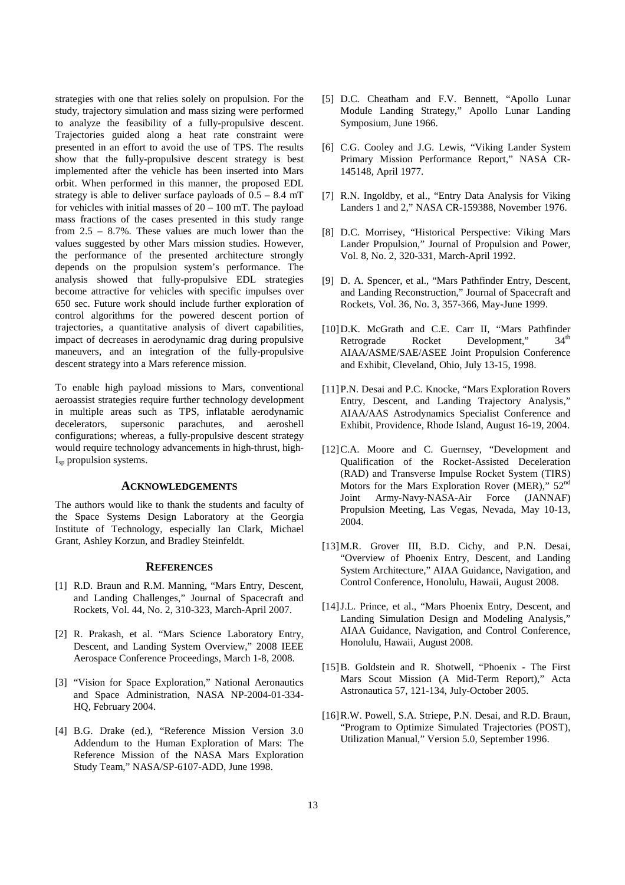strategies with one that relies solely on propulsion. For the study, trajectory simulation and mass sizing were performed to analyze the feasibility of a fully-propulsive descent. Trajectories guided along a heat rate constraint were presented in an effort to avoid the use of TPS. The results show that the fully-propulsive descent strategy is best implemented after the vehicle has been inserted into Mars orbit. When performed in this manner, the proposed EDL strategy is able to deliver surface payloads of 0.5 – 8.4 mT for vehicles with initial masses of 20 – 100 mT. The payload mass fractions of the cases presented in this study range from 2.5 – 8.7%. These values are much lower than the values suggested by other Mars mission studies. However, the performance of the presented architecture strongly depends on the propulsion system's performance. The analysis showed that fully-propulsive EDL strategies become attractive for vehicles with specific impulses over 650 sec. Future work should include further exploration of control algorithms for the powered descent portion of trajectories, a quantitative analysis of divert capabilities, impact of decreases in aerodynamic drag during propulsive maneuvers, and an integration of the fully-propulsive descent strategy into a Mars reference mission.

To enable high payload missions to Mars, conventional aeroassist strategies require further technology development in multiple areas such as TPS, inflatable aerodynamic decelerators, supersonic parachutes, and aeroshell configurations; whereas, a fully-propulsive descent strategy would require technology advancements in high-thrust, high-$I_{sp}$ propulsion systems.

## ACKNOWLEDGEMENTS

The authors would like to thank the students and faculty of the Space Systems Design Laboratory at the Georgia Institute of Technology, especially Ian Clark, Michael Grant, Ashley Korzun, and Bradley Steinfeldt.

## REFERENCES

[1] R.D. Braun and R.M. Manning, "Mars Entry, Descent, and Landing Challenges," Journal of Spacecraft and Rockets, Vol. 44, No. 2, 310-323, March-April 2007.

[2] R. Prakash, et al. "Mars Science Laboratory Entry, Descent, and Landing System Overview," 2008 IEEE Aerospace Conference Proceedings, March 1-8, 2008.

[3] "Vision for Space Exploration," National Aeronautics and Space Administration, NASA NP-2004-01-334-HQ, February 2004.

[4] B.G. Drake (ed.), "Reference Mission Version 3.0 Addendum to the Human Exploration of Mars: The Reference Mission of the NASA Mars Exploration Study Team," NASA/SP-6107-ADD, June 1998.

[5] D.C. Cheatham and F.V. Bennett, "Apollo Lunar Module Landing Strategy," Apollo Lunar Landing Symposium, June 1966.

[6] C.G. Cooley and J.G. Lewis, "Viking Lander System Primary Mission Performance Report," NASA CR-145148, April 1977.

[7] R.N. Ingoldby, et al., "Entry Data Analysis for Viking Landers 1 and 2," NASA CR-159388, November 1976.

[8] D.C. Morrisey, "Historical Perspective: Viking Mars Lander Propulsion," Journal of Propulsion and Power, Vol. 8, No. 2, 320-331, March-April 1992.

[9] D. A. Spencer, et al., "Mars Pathfinder Entry, Descent, and Landing Reconstruction," Journal of Spacecraft and Rockets, Vol. 36, No. 3, 357-366, May-June 1999.

[10] D.K. McGrath and C.E. Carr II, "Mars Pathfinder Retrograde Rocket Development," 34th AIAA/ASME/SAE/ASEE Joint Propulsion Conference and Exhibit, Cleveland, Ohio, July 13-15, 1998.

[11] P.N. Desai and P.C. Knocke, "Mars Exploration Rovers Entry, Descent, and Landing Trajectory Analysis," AIAA/AAS Astrodynamics Specialist Conference and Exhibit, Providence, Rhode Island, August 16-19, 2004.

[12] C.A. Moore and C. Guernsey, "Development and Qualification of the Rocket-Assisted Deceleration (RAD) and Transverse Impulse Rocket System (TIRS) Motors for the Mars Exploration Rover (MER)," 52nd Joint Army-Navy-NASA-Air Force (JANNAF) Propulsion Meeting, Las Vegas, Nevada, May 10-13, 2004.

[13] M.R. Grover III, B.D. Cichy, and P.N. Desai, "Overview of Phoenix Entry, Descent, and Landing System Architecture," AIAA Guidance, Navigation, and Control Conference, Honolulu, Hawaii, August 2008.

[14] J.L. Prince, et al., "Mars Phoenix Entry, Descent, and Landing Simulation Design and Modeling Analysis," AIAA Guidance, Navigation, and Control Conference, Honolulu, Hawaii, August 2008.

[15] B. Goldstein and R. Shotwell, "Phoenix - The First Mars Scout Mission (A Mid-Term Report)," Acta Astronautica 57, 121-134, July-October 2005.

[16] R.W. Powell, S.A. Striepe, P.N. Desai, and R.D. Braun, "Program to Optimize Simulated Trajectories (POST), Utilization Manual," Version 5.0, September 1996.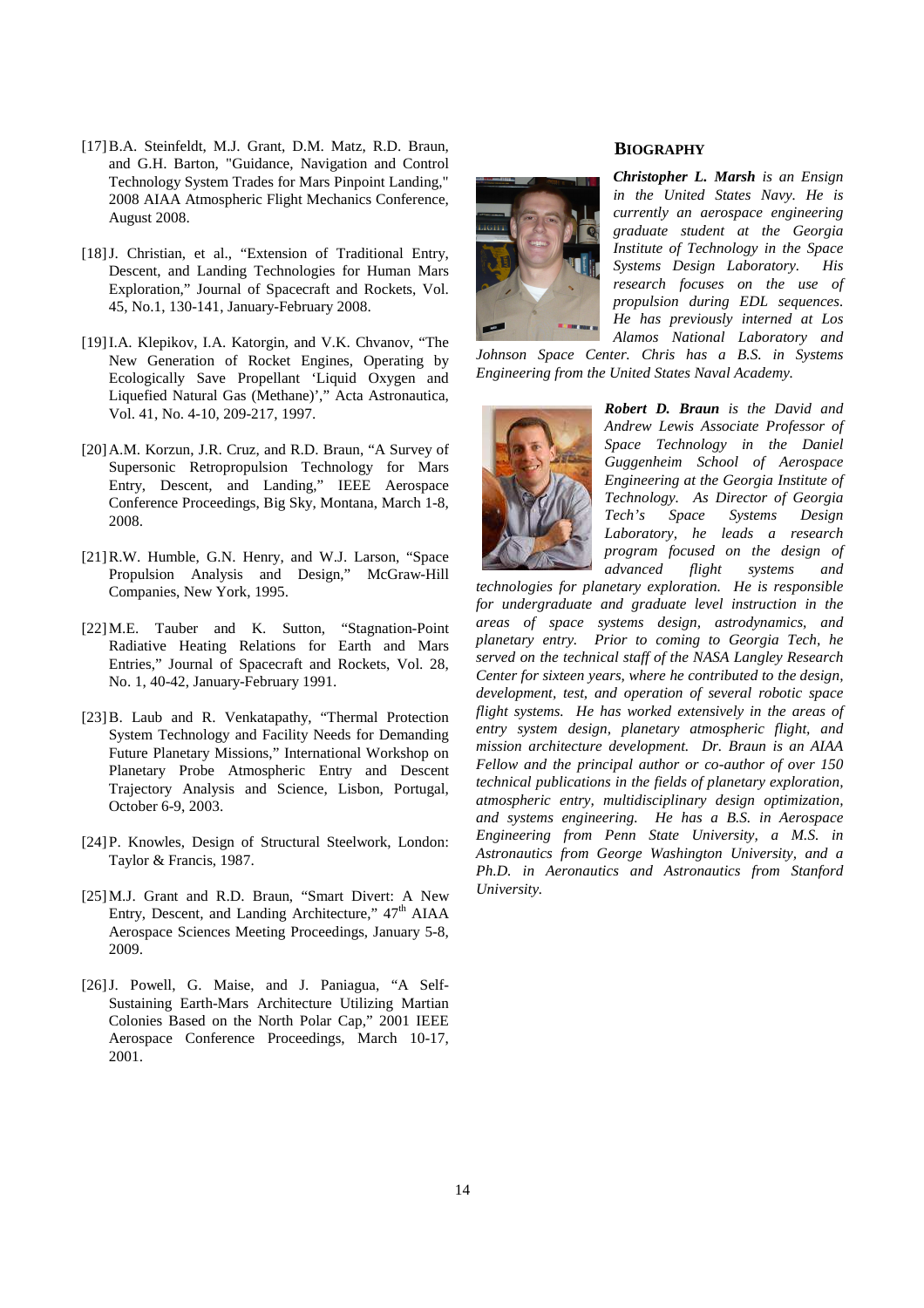[17] B.A. Steinfeldt, M.J. Grant, D.M. Matz, R.D. Braun, and G.H. Barton, "Guidance, Navigation and Control Technology System Trades for Mars Pinpoint Landing," 2008 AIAA Atmospheric Flight Mechanics Conference, August 2008.

[18] J. Christian, et al., "Extension of Traditional Entry, Descent, and Landing Technologies for Human Mars Exploration," Journal of Spacecraft and Rockets, Vol. 45, No.1, 130-141, January-February 2008.

[19] I.A. Klepikov, I.A. Katorgin, and V.K. Chvanov, "The New Generation of Rocket Engines, Operating by Ecologically Save Propellant 'Liquid Oxygen and Liquefied Natural Gas (Methane)'," Acta Astronautica, Vol. 41, No. 4-10, 209-217, 1997.

[20] A.M. Korzun, J.R. Cruz, and R.D. Braun, "A Survey of Supersonic Retropropulsion Technology for Mars Entry, Descent, and Landing," IEEE Aerospace Conference Proceedings, Big Sky, Montana, March 1-8, 2008.

[21] R.W. Humble, G.N. Henry, and W.J. Larson, "Space Propulsion Analysis and Design," McGraw-Hill Companies, New York, 1995.

[22] M.E. Tauber and K. Sutton, "Stagnation-Point Radiative Heating Relations for Earth and Mars Entries," Journal of Spacecraft and Rockets, Vol. 28, No. 1, 40-42, January-February 1991.

[23] B. Laub and R. Venkatapathy, "Thermal Protection System Technology and Facility Needs for Demanding Future Planetary Missions," International Workshop on Planetary Probe Atmospheric Entry and Descent Trajectory Analysis and Science, Lisbon, Portugal, October 6-9, 2003.

[24] P. Knowles, Design of Structural Steelwork, London: Taylor & Francis, 1987.

[25] M.J. Grant and R.D. Braun, "Smart Divert: A New Entry, Descent, and Landing Architecture," 47th AIAA Aerospace Sciences Meeting Proceedings, January 5-8, 2009.

[26] J. Powell, G. Maise, and J. Paniagua, "A Self-Sustaining Earth-Mars Architecture Utilizing Martian Colonies Based on the North Polar Cap," 2001 IEEE Aerospace Conference Proceedings, March 10-17, 2001.

## BIOGRAPHY

***Christopher L. Marsh*** *is an Ensign in the United States Navy. He is currently an aerospace engineering graduate student at the Georgia Institute of Technology in the Space Systems Design Laboratory. His research focuses on the use of propulsion during EDL sequences. He has previously interned at Los Alamos National Laboratory and Johnson Space Center. Chris has a B.S. in Systems Engineering from the United States Naval Academy.*

***Robert D. Braun*** *is the David and Andrew Lewis Associate Professor of Space Technology in the Daniel Guggenheim School of Aerospace Engineering at the Georgia Institute of Technology. As Director of Georgia Tech's Space Systems Design Laboratory, he leads a research program focused on the design of advanced flight systems and technologies for planetary exploration. He is responsible for undergraduate and graduate level instruction in the areas of space systems design, astrodynamics, and planetary entry. Prior to coming to Georgia Tech, he served on the technical staff of the NASA Langley Research Center for sixteen years, where he contributed to the design, development, test, and operation of several robotic space flight systems. He has worked extensively in the areas of entry system design, planetary atmospheric flight, and mission architecture development. Dr. Braun is an AIAA Fellow and the principal author or co-author of over 150 technical publications in the fields of planetary exploration, atmospheric entry, multidisciplinary design optimization, and systems engineering. He has a B.S. in Aerospace Engineering from Penn State University, a M.S. in Astronautics from George Washington University, and a Ph.D. in Aeronautics and Astronautics from Stanford University.*